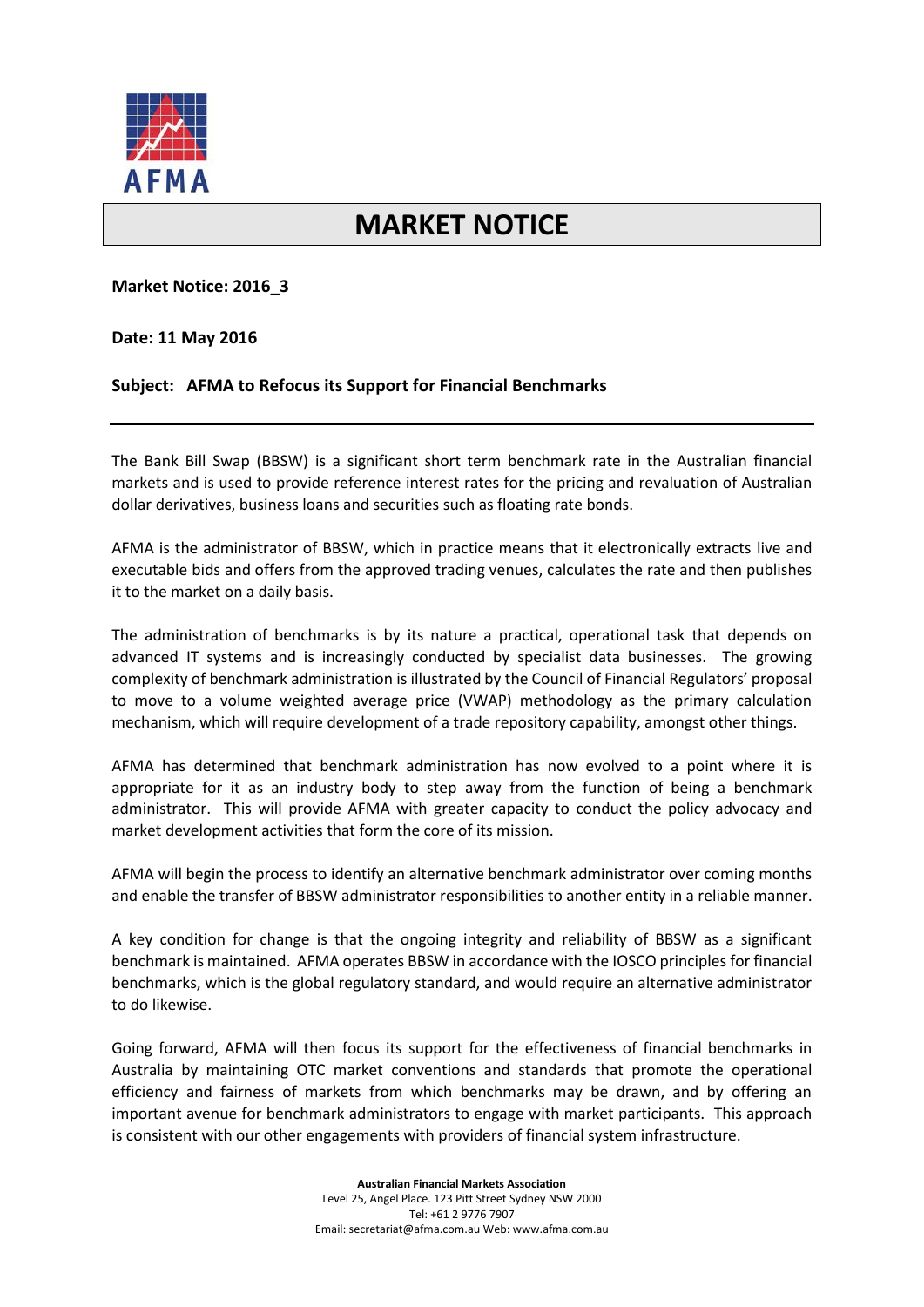# MARKET NOTICE

**Market Notice: 2016_3**

**Date: 11 May 2016**

**Subject: AFMA to Refocus its Support for Financial Benchmarks**

---

The Bank Bill Swap (BBSW) is a significant short term benchmark rate in the Australian financial markets and is used to provide reference interest rates for the pricing and revaluation of Australian dollar derivatives, business loans and securities such as floating rate bonds.

AFMA is the administrator of BBSW, which in practice means that it electronically extracts live and executable bids and offers from the approved trading venues, calculates the rate and then publishes it to the market on a daily basis.

The administration of benchmarks is by its nature a practical, operational task that depends on advanced IT systems and is increasingly conducted by specialist data businesses. The growing complexity of benchmark administration is illustrated by the Council of Financial Regulators' proposal to move to a volume weighted average price (VWAP) methodology as the primary calculation mechanism, which will require development of a trade repository capability, amongst other things.

AFMA has determined that benchmark administration has now evolved to a point where it is appropriate for it as an industry body to step away from the function of being a benchmark administrator. This will provide AFMA with greater capacity to conduct the policy advocacy and market development activities that form the core of its mission.

AFMA will begin the process to identify an alternative benchmark administrator over coming months and enable the transfer of BBSW administrator responsibilities to another entity in a reliable manner.

A key condition for change is that the ongoing integrity and reliability of BBSW as a significant benchmark is maintained. AFMA operates BBSW in accordance with the IOSCO principles for financial benchmarks, which is the global regulatory standard, and would require an alternative administrator to do likewise.

Going forward, AFMA will then focus its support for the effectiveness of financial benchmarks in Australia by maintaining OTC market conventions and standards that promote the operational efficiency and fairness of markets from which benchmarks may be drawn, and by offering an important avenue for benchmark administrators to engage with market participants. This approach is consistent with our other engagements with providers of financial system infrastructure.

**Australian Financial Markets Association**
Level 25, Angel Place. 123 Pitt Street Sydney NSW 2000
Tel: +61 2 9776 7907
Email: secretariat@afma.com.au Web: www.afma.com.au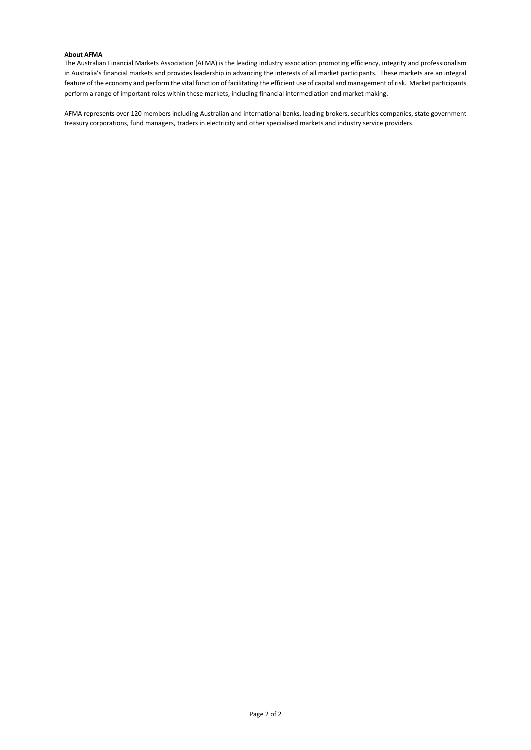**About AFMA**

The Australian Financial Markets Association (AFMA) is the leading industry association promoting efficiency, integrity and professionalism in Australia's financial markets and provides leadership in advancing the interests of all market participants. These markets are an integral feature of the economy and perform the vital function of facilitating the efficient use of capital and management of risk. Market participants perform a range of important roles within these markets, including financial intermediation and market making.

AFMA represents over 120 members including Australian and international banks, leading brokers, securities companies, state government treasury corporations, fund managers, traders in electricity and other specialised markets and industry service providers.